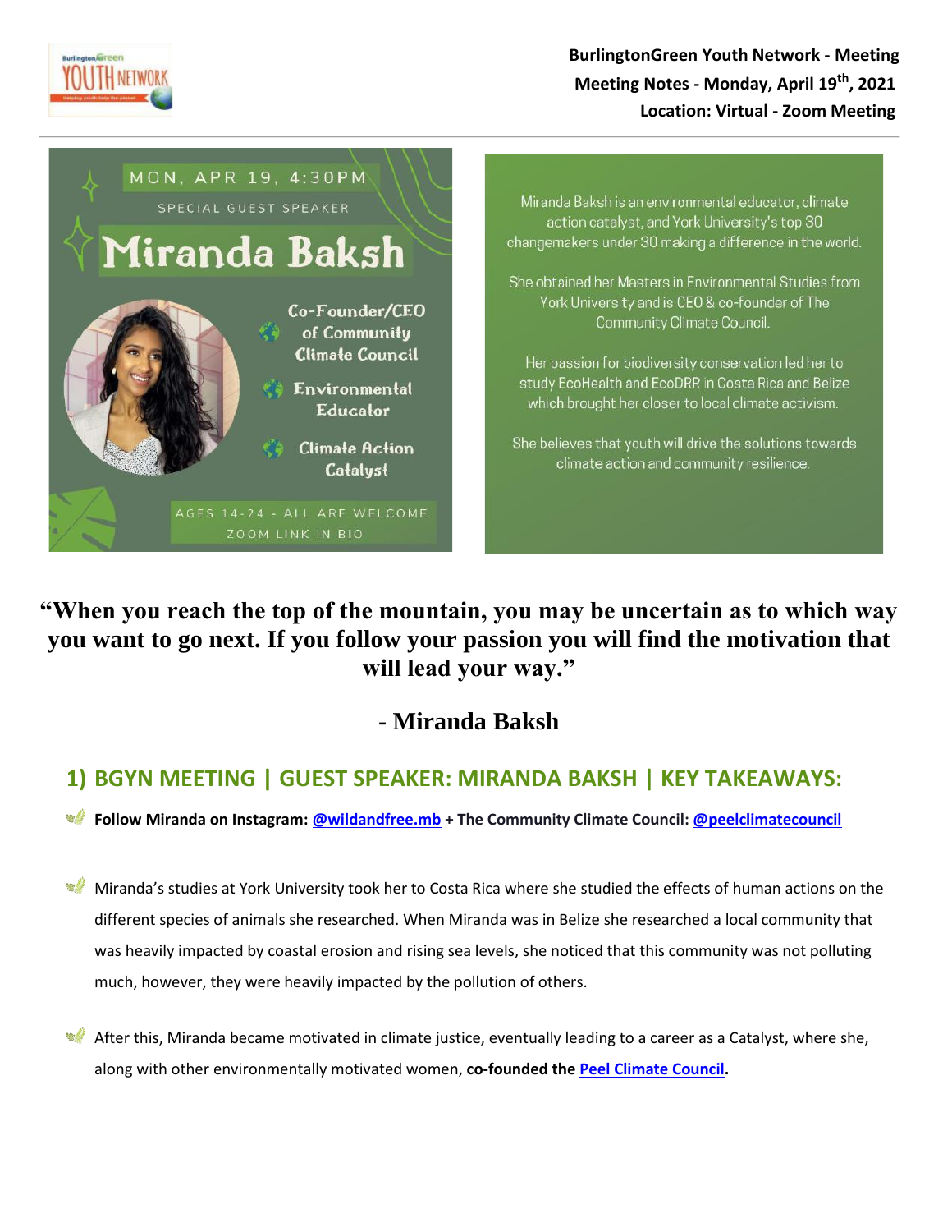**BurlingtonGreen Youth Network - Meeting**
**Meeting Notes - Monday, April 19th, 2021**
**Location: Virtual - Zoom Meeting**

MON, APR 19, 4:30PM

SPECIAL GUEST SPEAKER

**Miranda Baksh**

- Co-Founder/CEO of Community Climate Council
- Environmental Educator
- Climate Action Catalyst

AGES 14-24 - ALL ARE WELCOME
ZOOM LINK IN BIO

Miranda Baksh is an environmental educator, climate action catalyst, and York University's top 30 changemakers under 30 making a difference in the world.

She obtained her Masters in Environmental Studies from York University and is CEO & co-founder of The Community Climate Council.

Her passion for biodiversity conservation led her to study EcoHealth and EcoDRR in Costa Rica and Belize which brought her closer to local climate activism.

She believes that youth will drive the solutions towards climate action and community resilience.

**"When you reach the top of the mountain, you may be uncertain as to which way you want to go next. If you follow your passion you will find the motivation that will lead your way."**

**- Miranda Baksh**

## 1) BGYN MEETING | GUEST SPEAKER: MIRANDA BAKSH | KEY TAKEAWAYS:

- **Follow Miranda on Instagram: @wildandfree.mb + The Community Climate Council: @peelclimatecouncil**

- Miranda's studies at York University took her to Costa Rica where she studied the effects of human actions on the different species of animals she researched. When Miranda was in Belize she researched a local community that was heavily impacted by coastal erosion and rising sea levels, she noticed that this community was not polluting much, however, they were heavily impacted by the pollution of others.

- After this, Miranda became motivated in climate justice, eventually leading to a career as a Catalyst, where she, along with other environmentally motivated women, **co-founded the Peel Climate Council.**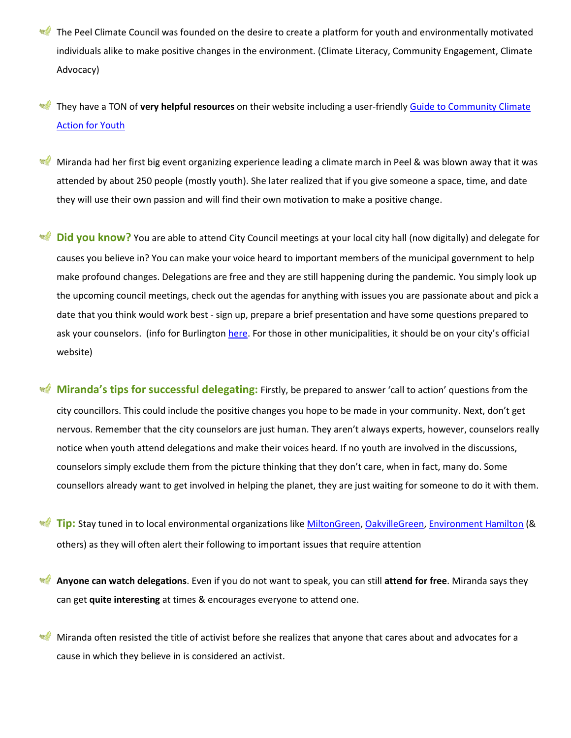- The Peel Climate Council was founded on the desire to create a platform for youth and environmentally motivated individuals alike to make positive changes in the environment. (Climate Literacy, Community Engagement, Climate Advocacy)

- They have a TON of **very helpful resources** on their website including a user-friendly [Guide to Community Climate Action for Youth]()

- Miranda had her first big event organizing experience leading a climate march in Peel & was blown away that it was attended by about 250 people (mostly youth). She later realized that if you give someone a space, time, and date they will use their own passion and will find their own motivation to make a positive change.

- **Did you know?** You are able to attend City Council meetings at your local city hall (now digitally) and delegate for causes you believe in? You can make your voice heard to important members of the municipal government to help make profound changes. Delegations are free and they are still happening during the pandemic. You simply look up the upcoming council meetings, check out the agendas for anything with issues you are passionate about and pick a date that you think would work best - sign up, prepare a brief presentation and have some questions prepared to ask your counselors. (info for Burlington [here](). For those in other municipalities, it should be on your city's official website)

- **Miranda's tips for successful delegating:** Firstly, be prepared to answer 'call to action' questions from the city councillors. This could include the positive changes you hope to be made in your community. Next, don't get nervous. Remember that the city counselors are just human. They aren't always experts, however, counselors really notice when youth attend delegations and make their voices heard. If no youth are involved in the discussions, counselors simply exclude them from the picture thinking that they don't care, when in fact, many do. Some counsellors already want to get involved in helping the planet, they are just waiting for someone to do it with them.

- **Tip:** Stay tuned in to local environmental organizations like [MiltonGreen](), [OakvilleGreen](), [Environment Hamilton]() (& others) as they will often alert their following to important issues that require attention

- **Anyone can watch delegations**. Even if you do not want to speak, you can still **attend for free**. Miranda says they can get **quite interesting** at times & encourages everyone to attend one.

- Miranda often resisted the title of activist before she realizes that anyone that cares about and advocates for a cause in which they believe in is considered an activist.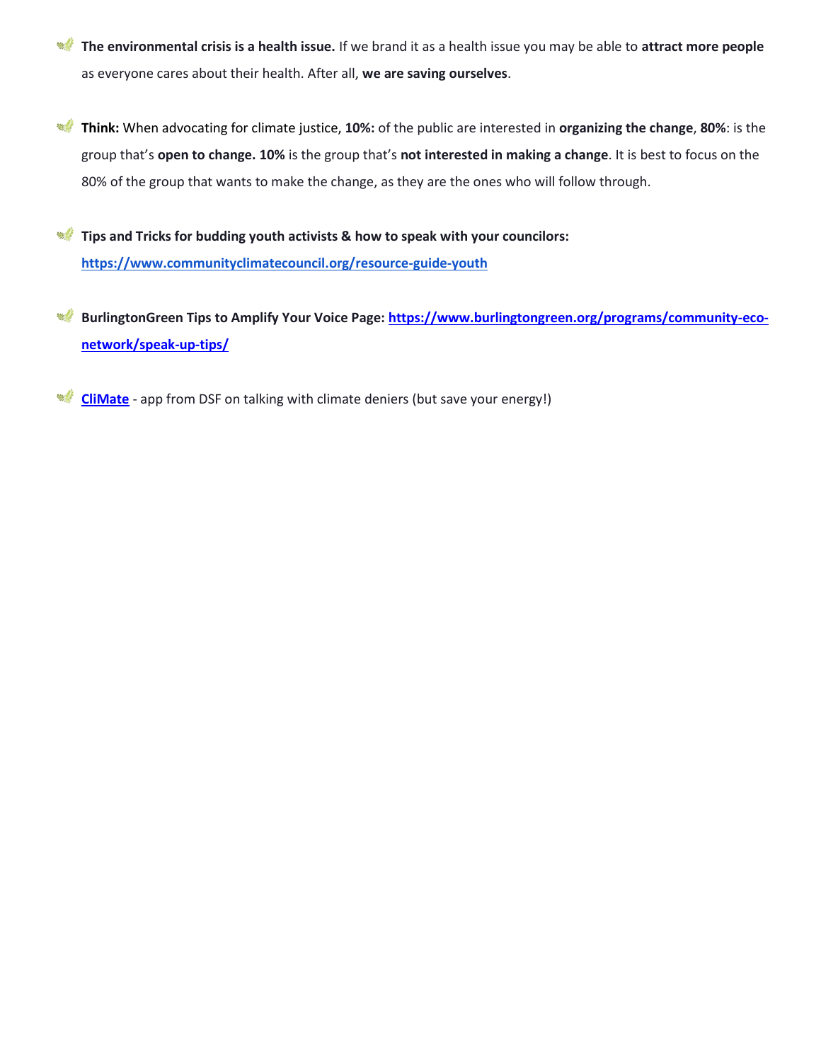- **The environmental crisis is a health issue.** If we brand it as a health issue you may be able to **attract more people** as everyone cares about their health. After all, **we are saving ourselves**.

- **Think:** When advocating for climate justice, **10%:** of the public are interested in **organizing the change**, **80%**: is the group that's **open to change. 10%** is the group that's **not interested in making a change**. It is best to focus on the 80% of the group that wants to make the change, as they are the ones who will follow through.

- **Tips and Tricks for budding youth activists & how to speak with your councilors:** **https://www.communityclimatecouncil.org/resource-guide-youth**

- **BurlingtonGreen Tips to Amplify Your Voice Page: https://www.burlingtongreen.org/programs/community-eco-network/speak-up-tips/**

- **CliMate** - app from DSF on talking with climate deniers (but save your energy!)